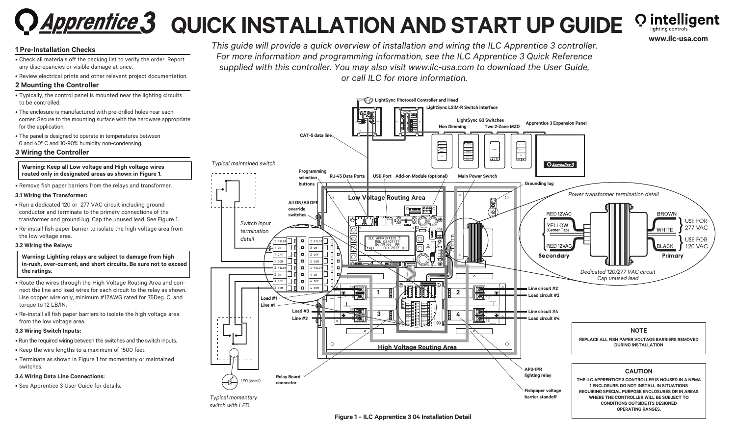# Apprentice 3 QUICK INSTALLATION AND START UP GUIDE

intelligent lighting controls

www.ilc-usa.com

*This guide will provide a quick overview of installation and wiring the ILC Apprentice 3 controller. For more information and programming information, see the ILC Apprentice 3 Quick Reference supplied with this controller. You may also visit www.ilc-usa.com to download the User Guide, or call ILC for more information.*

## 1 Pre-Installation Checks

- Check all materials off the packing list to verify the order. Report any discrepancies or visible damage at once.
- Review electrical prints and other relevant project documentation.

## 2 Mounting the Controller

- Typically, the control panel is mounted near the lighting circuits to be controlled.
- The enclosure is manufactured with pre-drilled holes near each corner. Secure to the mounting surface with the hardware appropriate for the application.
- The panel is designed to operate in temperatures between 0 and 40° C and 10-90% humidity non-condensing.

## 3 Wiring the Controller

**Warning: Keep all Low voltage and High voltage wires routed only in designated areas as shown in Figure 1.**

- Remove fish paper barriers from the relays and transformer.

### 3.1 Wiring the Transformer:

- Run a dedicated 120 or 277 VAC circuit including ground conductor and terminate to the primary connections of the transformer and ground lug. Cap the unused lead. See Figure 1.
- Re-install fish paper barrier to isolate the high voltage area from the low voltage area.

### 3.2 Wiring the Relays:

**Warning: Lighting relays are subject to damage from high in-rush, over-current, and short circuits. Be sure not to exceed the ratings.**

- Route the wires through the High Voltage Routing Area and connect the line and load wires for each circuit to the relay as shown. Use copper wire only, minimum #12AWG rated for 75Deg. C. and torque to 12 LB/IN.
- Re-install all fish paper barriers to isolate the high voltage area from the low voltage area.

### 3.3 Wiring Switch Inputs:

- Run the required wiring between the switches and the switch inputs.
- Keep the wire lengths to a maximum of 1500 feet.
- Terminate as shown in Figure 1 for momentary or maintained switches.

### 3.4 Wiring Data Line Connections:

- See Apprentice 3 User Guide for details.

LightSync Photocell Controller and Head
LightSync LSIM-R Switch Interface
LightSync G3 Switches
Non Dimming
Two 2-Zone MZD
Apprentice 3 Expansion Panel
CAT-5 data line
*Typical maintained switch*
Programming selection buttons
RJ-45 Data Ports
USB Port
Add-on Module (optional)
Main Power Switch
Grounding lug
All ON/All OFF override switches
Low Voltage Routing Area
*Switch input termination detail*
*Power transformer termination detail*
RED 12VAC
YELLOW (Center Tap)
RED 12VAC
Secondary
BROWN
WHITE
USE FOR 277 VAC
BLACK
USE FOR 120 VAC
Primary
*Dedicated 120/277 VAC circuit*
*Cap unused lead*
Load #1
Line #1
Load #3
Line #3
Line circuit #2
Load circuit #2
Line circuit #4
Load circuit #4
High Voltage Routing Area
*LED (detail)*
*Typical momentary switch with LED*
Relay Board connector
AP3-1PR lighting relay
Fishpaper voltage barrier standoff

**NOTE**

**REPLACE ALL FISH PAPER VOLTAGE BARRIERS REMOVED DURING INSTALLATION**

**CAUTION**

**THE ILC APPRENTICE 3 CONTROLLER IS HOUSED IN A NEMA 1 ENCLOSURE. DO NOT INSTALL IN SITUATIONS REQUIRING SPECIAL PURPOSE ENCLOSURES OR IN AREAS WHERE THE CONTROLLER WILL BE SUBJECT TO CONDITIONS OUTSIDE ITS DESIGNED OPERATING RANGES.**

**Figure 1 – ILC Apprentice 3 04 Installation Detail**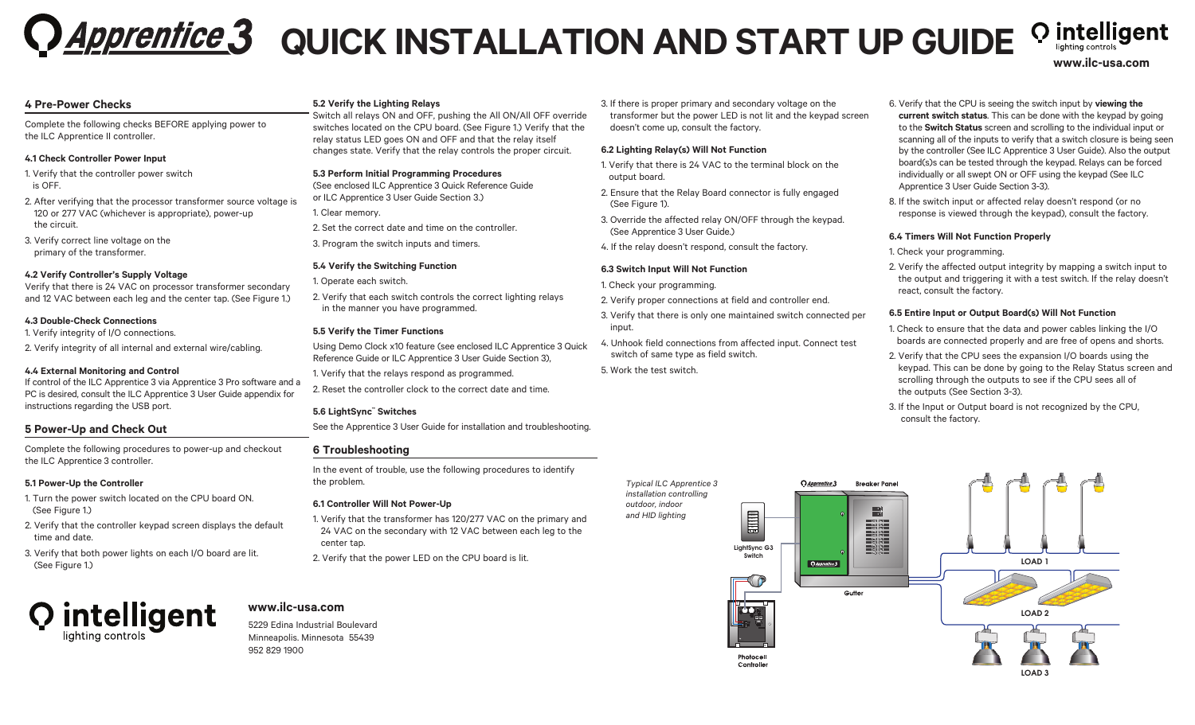# QUICK INSTALLATION AND START UP GUIDE

www.ilc-usa.com

## 4 Pre-Power Checks

Complete the following checks BEFORE applying power to the ILC Apprentice II controller.

### 4.1 Check Controller Power Input

1. Verify that the controller power switch is OFF.
2. After verifying that the processor transformer source voltage is 120 or 277 VAC (whichever is appropriate), power-up the circuit.
3. Verify correct line voltage on the primary of the transformer.

### 4.2 Verify Controller's Supply Voltage

Verify that there is 24 VAC on processor transformer secondary and 12 VAC between each leg and the center tap. (See Figure 1.)

### 4.3 Double-Check Connections

1. Verify integrity of I/O connections.
2. Verify integrity of all internal and external wire/cabling.

### 4.4 External Monitoring and Control

If control of the ILC Apprentice 3 via Apprentice 3 Pro software and a PC is desired, consult the ILC Apprentice 3 User Guide appendix for instructions regarding the USB port.

## 5 Power-Up and Check Out

Complete the following procedures to power-up and checkout the ILC Apprentice 3 controller.

### 5.1 Power-Up the Controller

1. Turn the power switch located on the CPU board ON. (See Figure 1.)
2. Verify that the controller keypad screen displays the default time and date.
3. Verify that both power lights on each I/O board are lit. (See Figure 1.)

### 5.2 Verify the Lighting Relays

Switch all relays ON and OFF, pushing the All ON/All OFF override switches located on the CPU board. (See Figure 1.) Verify that the relay status LED goes ON and OFF and that the relay itself changes state. Verify that the relay controls the proper circuit.

### 5.3 Perform Initial Programming Procedures

(See enclosed ILC Apprentice 3 Quick Reference Guide or ILC Apprentice 3 User Guide Section 3.)

1. Clear memory.
2. Set the correct date and time on the controller.
3. Program the switch inputs and timers.

### 5.4 Verify the Switching Function

1. Operate each switch.
2. Verify that each switch controls the correct lighting relays in the manner you have programmed.

### 5.5 Verify the Timer Functions

Using Demo Clock x10 feature (see enclosed ILC Apprentice 3 Quick Reference Guide or ILC Apprentice 3 User Guide Section 3),

1. Verify that the relays respond as programmed.
2. Reset the controller clock to the correct date and time.

### 5.6 LightSync™ Switches

See the Apprentice 3 User Guide for installation and troubleshooting.

## 6 Troubleshooting

In the event of trouble, use the following procedures to identify the problem.

### 6.1 Controller Will Not Power-Up

1. Verify that the transformer has 120/277 VAC on the primary and 24 VAC on the secondary with 12 VAC between each leg to the center tap.
2. Verify that the power LED on the CPU board is lit.
3. If there is proper primary and secondary voltage on the transformer but the power LED is not lit and the keypad screen doesn't come up, consult the factory.

### 6.2 Lighting Relay(s) Will Not Function

1. Verify that there is 24 VAC to the terminal block on the output board.
2. Ensure that the Relay Board connector is fully engaged (See Figure 1).
3. Override the affected relay ON/OFF through the keypad. (See Apprentice 3 User Guide.)
4. If the relay doesn't respond, consult the factory.

### 6.3 Switch Input Will Not Function

1. Check your programming.
2. Verify proper connections at field and controller end.
3. Verify that there is only one maintained switch connected per input.
4. Unhook field connections from affected input. Connect test switch of same type as field switch.
5. Work the test switch.
6. Verify that the CPU is seeing the switch input by **viewing the current switch status**. This can be done with the keypad by going to the **Switch Status** screen and scrolling to the individual input or scanning all of the inputs to verify that a switch closure is being seen by the controller (See ILC Apprentice 3 User Guide). Also the output board(s)s can be tested through the keypad. Relays can be forced individually or all swept ON or OFF using the keypad (See ILC Apprentice 3 User Guide Section 3-3).
8. If the switch input or affected relay doesn't respond (or no response is viewed through the keypad), consult the factory.

### 6.4 Timers Will Not Function Properly

1. Check your programming.
2. Verify the affected output integrity by mapping a switch input to the output and triggering it with a test switch. If the relay doesn't react, consult the factory.

### 6.5 Entire Input or Output Board(s) Will Not Function

1. Check to ensure that the data and power cables linking the I/O boards are connected properly and are free of opens and shorts.
2. Verify that the CPU sees the expansion I/O boards using the keypad. This can be done by going to the Relay Status screen and scrolling through the outputs to see if the CPU sees all of the outputs (See Section 3-3).
3. If the Input or Output board is not recognized by the CPU, consult the factory.

*Typical ILC Apprentice 3 installation controlling outdoor, indoor and HID lighting*

Apprentice 3
Breaker Panel
LightSync G3 Switch
Gutter
Photocell Controller
LOAD 1
LOAD 2
LOAD 3

**www.ilc-usa.com**

5229 Edina Industrial Boulevard
Minneapolis. Minnesota 55439
952 829 1900